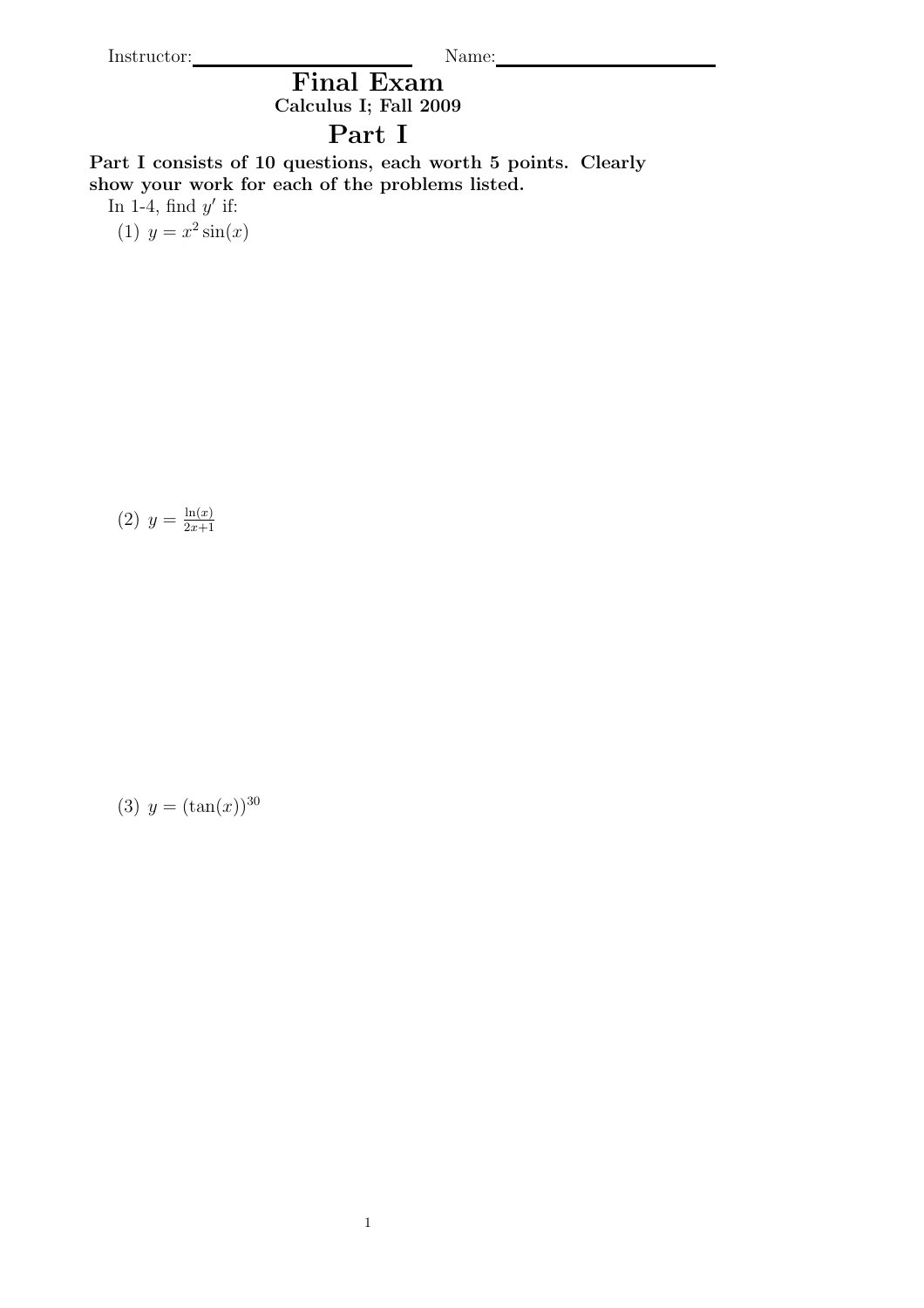Instructor:\_\_\_\_\_\_\_\_\_\_\_\_\_\_\_\_\_\_\_\_ Name:\_\_\_\_\_\_\_\_\_\_\_\_\_\_\_\_\_\_\_\_

# Final Exam

**Calculus I; Fall 2009**

## Part I

**Part I consists of 10 questions, each worth 5 points. Clearly show your work for each of the problems listed.**

In 1-4, find $y'$ if:

(1) $y = x^2 \sin(x)$

(2) $y = \frac{\ln(x)}{2x+1}$

(3) $y = (\tan(x))^{30}$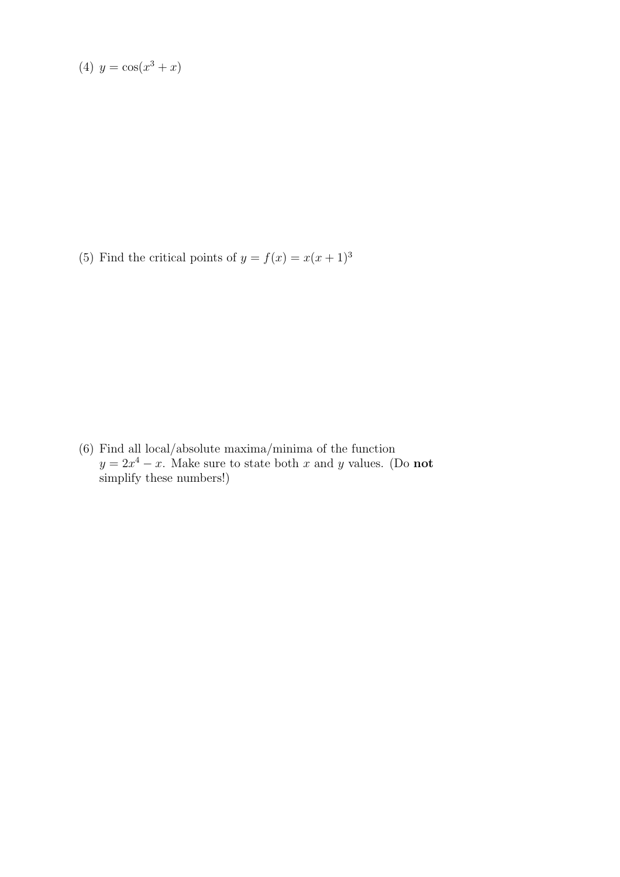(4) $y = \cos(x^3 + x)$

(5) Find the critical points of $y = f(x) = x(x+1)^3$

(6) Find all local/absolute maxima/minima of the function $y = 2x^4 - x$. Make sure to state both $x$ and $y$ values. (Do **not** simplify these numbers!)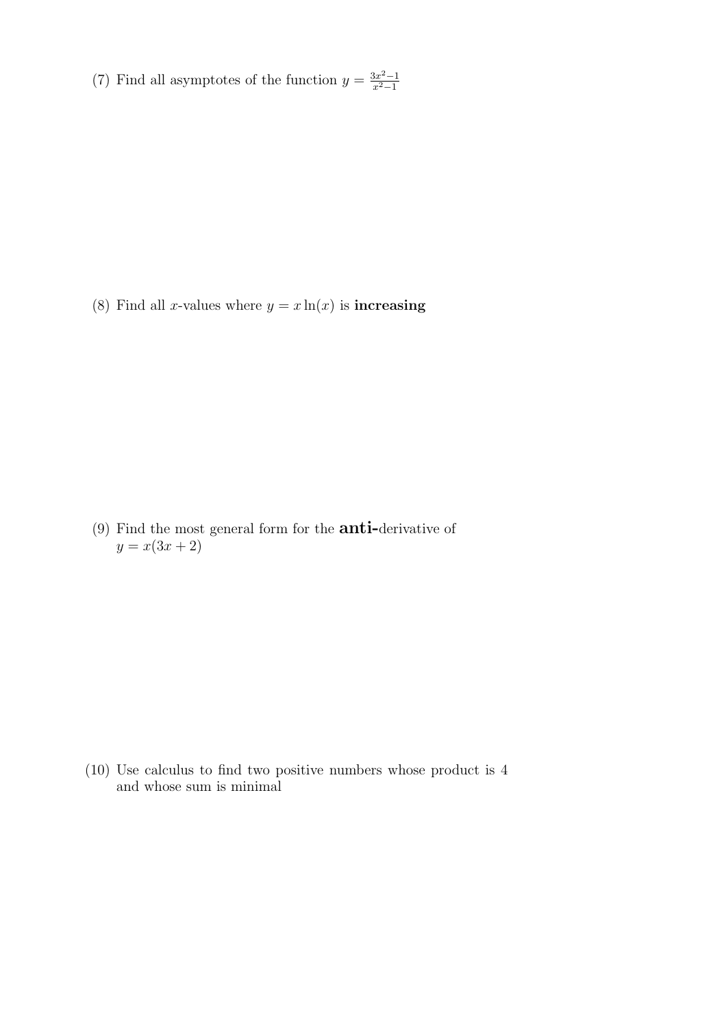(7) Find all asymptotes of the function $y = \frac{3x^2-1}{x^2-1}$

(8) Find all $x$-values where $y = x\ln(x)$ is **increasing**

(9) Find the most general form for the **anti-**derivative of $y = x(3x+2)$

(10) Use calculus to find two positive numbers whose product is 4 and whose sum is minimal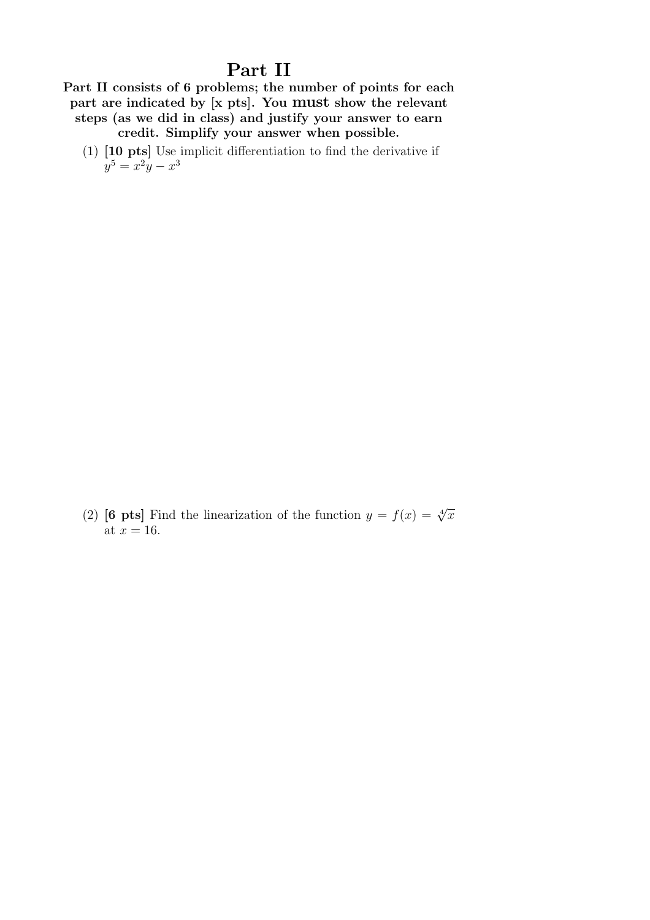# Part II

**Part II consists of 6 problems; the number of points for each part are indicated by [x pts]. You must show the relevant steps (as we did in class) and justify your answer to earn credit. Simplify your answer when possible.**

(1) **[10 pts]** Use implicit differentiation to find the derivative if $y^5 = x^2y - x^3$

(2) **[6 pts]** Find the linearization of the function $y = f(x) = \sqrt[4]{x}$ at $x = 16$.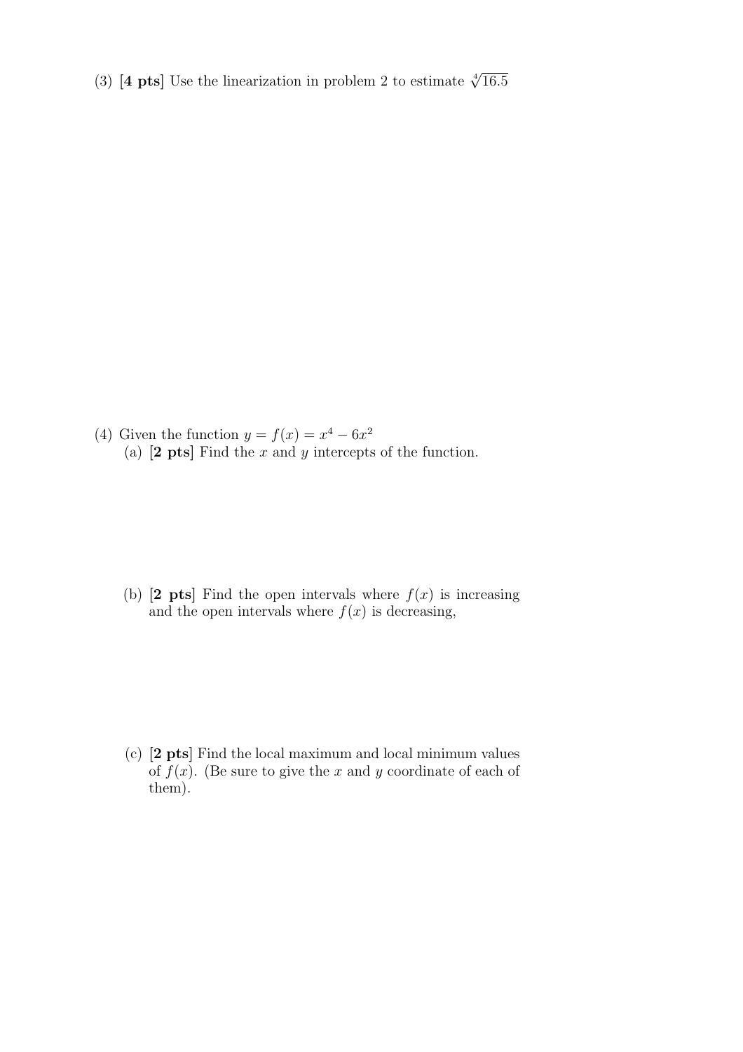(3) **[4 pts]** Use the linearization in problem 2 to estimate $\sqrt[4]{16.5}$

(4) Given the function $y = f(x) = x^4 - 6x^2$

(a) **[2 pts]** Find the $x$ and $y$ intercepts of the function.

(b) **[2 pts]** Find the open intervals where $f(x)$ is increasing and the open intervals where $f(x)$ is decreasing,

(c) **[2 pts]** Find the local maximum and local minimum values of $f(x)$. (Be sure to give the $x$ and $y$ coordinate of each of them).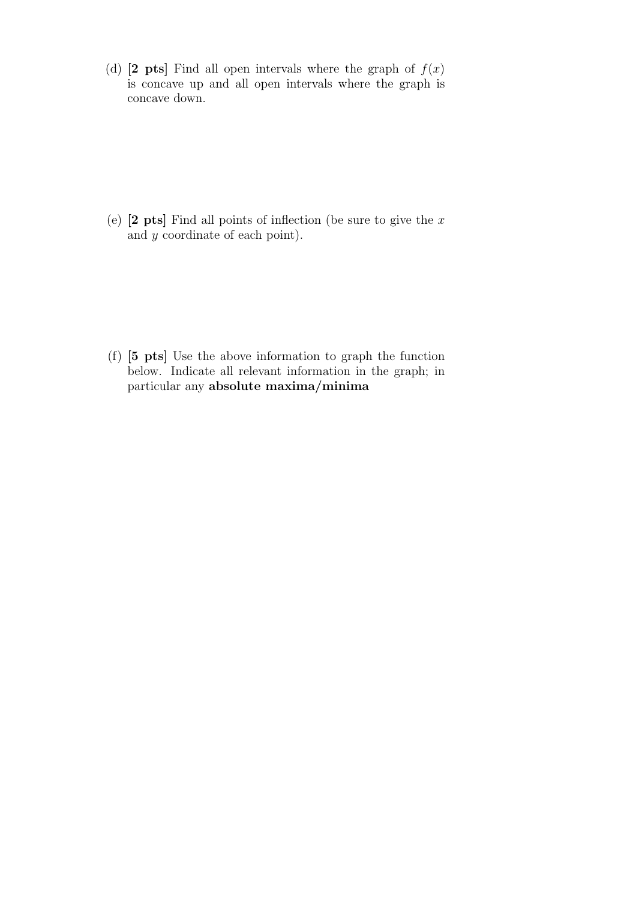(d) **[2 pts]** Find all open intervals where the graph of $f(x)$ is concave up and all open intervals where the graph is concave down.

(e) **[2 pts]** Find all points of inflection (be sure to give the $x$ and $y$ coordinate of each point).

(f) **[5 pts]** Use the above information to graph the function below. Indicate all relevant information in the graph; in particular any **absolute maxima/minima**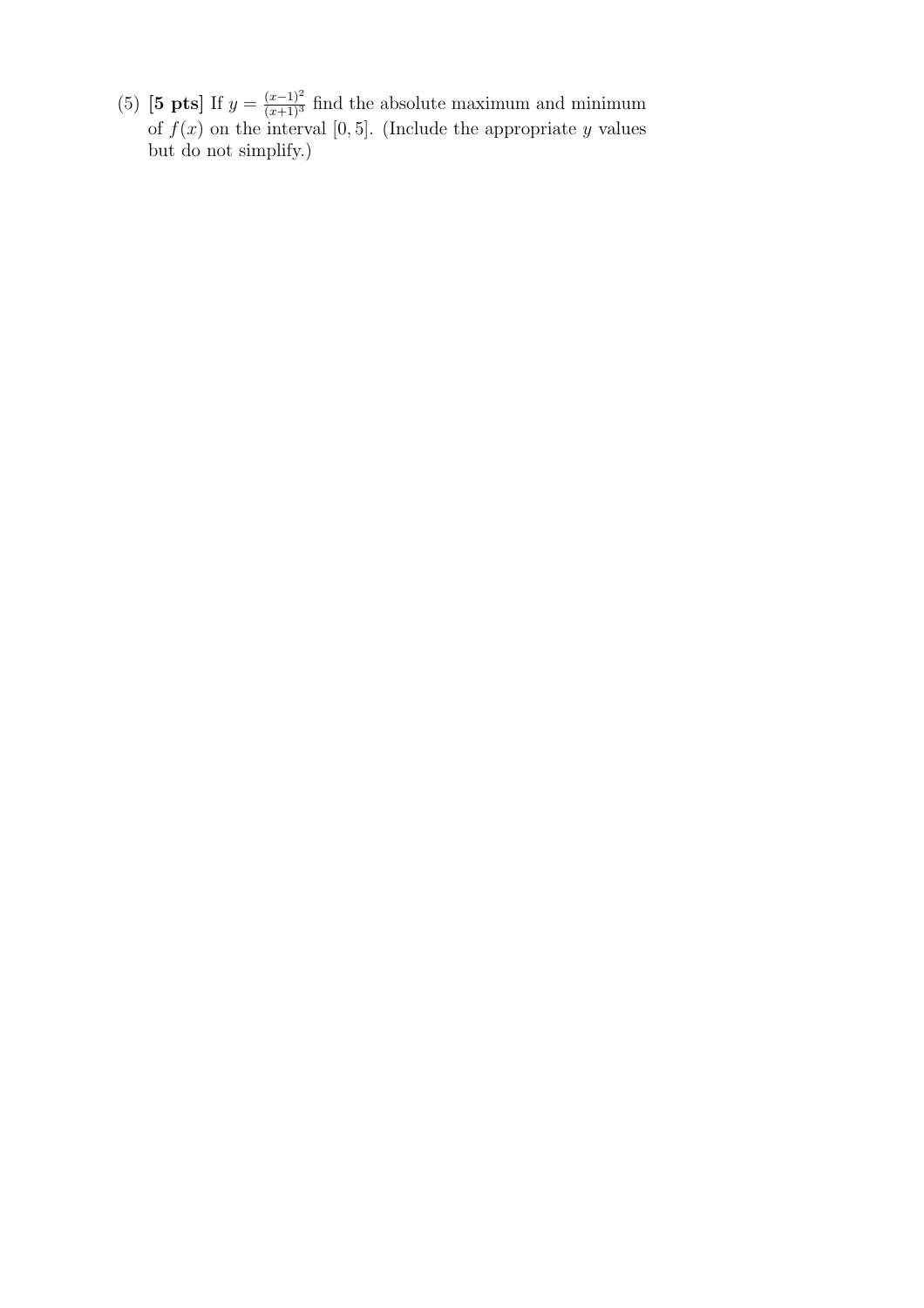(5) **[5 pts]** If $y = \frac{(x-1)^2}{(x+1)^3}$ find the absolute maximum and minimum of $f(x)$ on the interval $[0, 5]$. (Include the appropriate $y$ values but do not simplify.)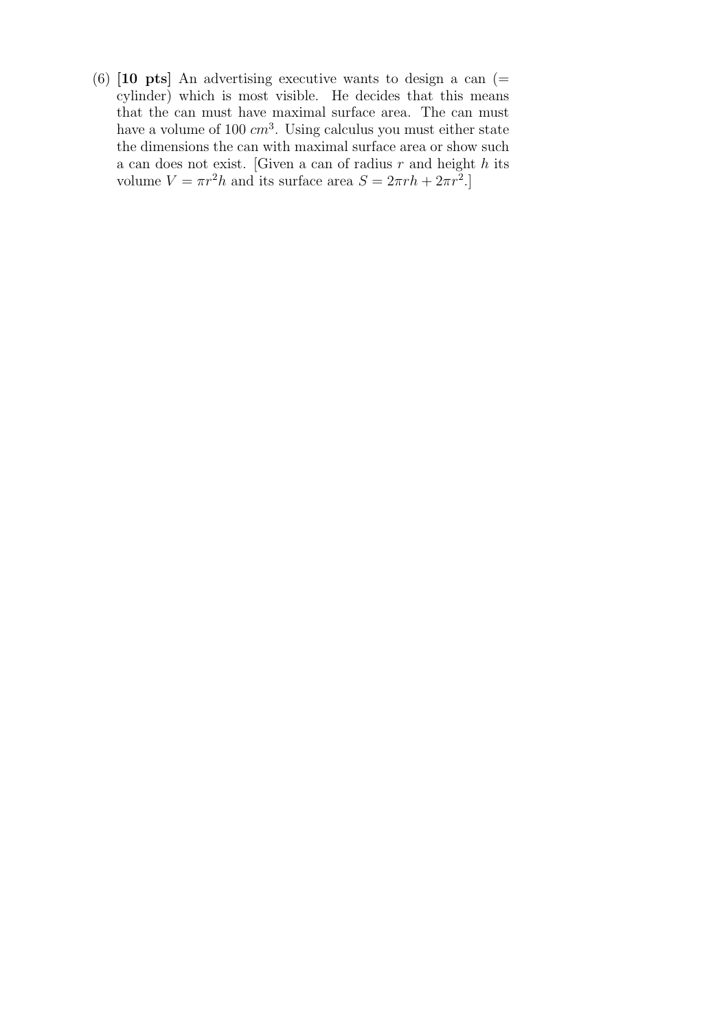(6) **[10 pts]** An advertising executive wants to design a can (= cylinder) which is most visible. He decides that this means that the can must have maximal surface area. The can must have a volume of 100 $cm^3$. Using calculus you must either state the dimensions the can with maximal surface area or show such a can does not exist. [Given a can of radius $r$ and height $h$ its volume $V = \pi r^2 h$ and its surface area $S = 2\pi r h + 2\pi r^2$.]